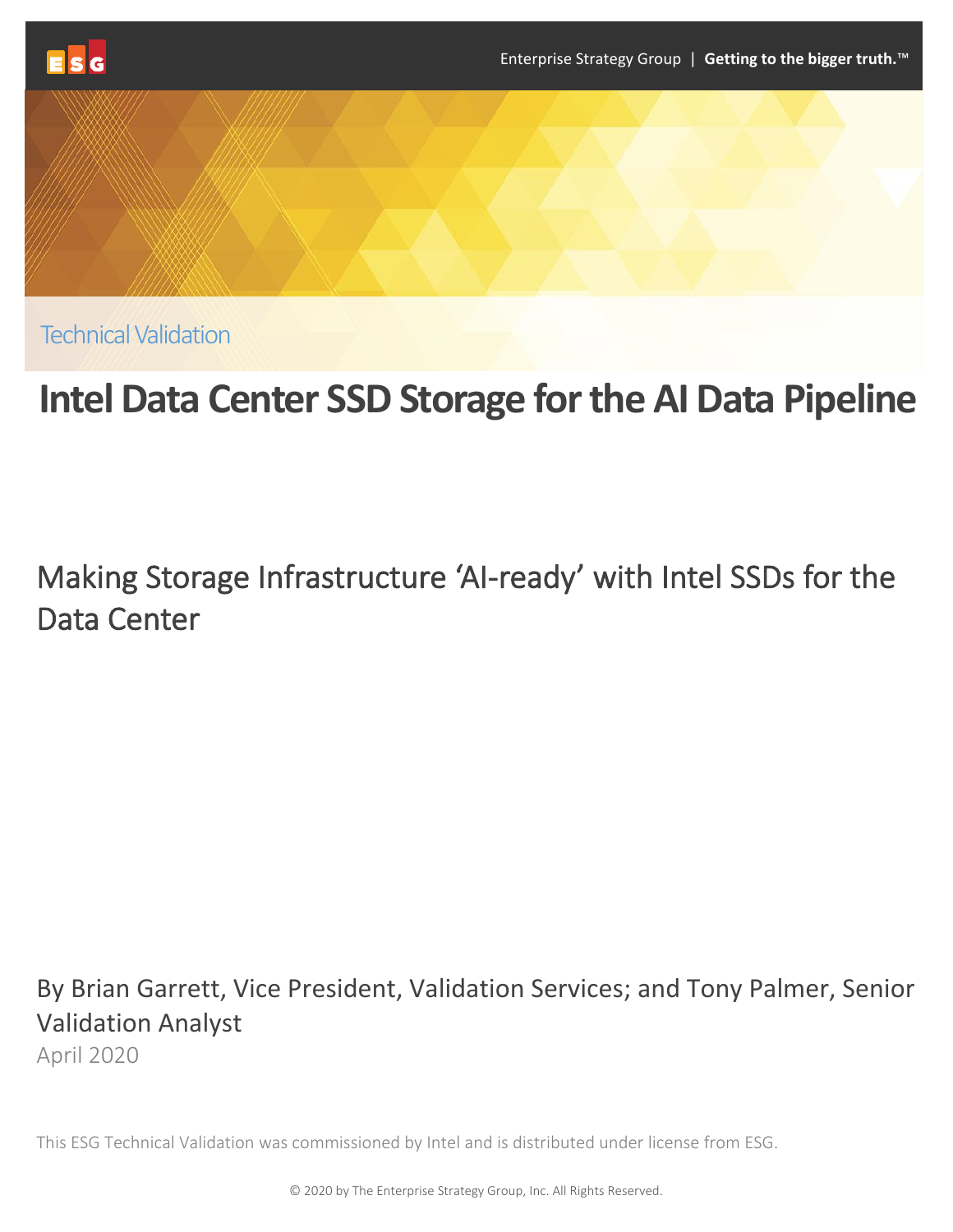Enterprise Strategy Group | **Getting to the bigger truth.™**

Technical Validation

# Intel Data Center SSD Storage for the AI Data Pipeline

## Making Storage Infrastructure 'AI-ready' with Intel SSDs for the Data Center

By Brian Garrett, Vice President, Validation Services; and Tony Palmer, Senior Validation Analyst

April 2020

This ESG Technical Validation was commissioned by Intel and is distributed under license from ESG.

© 2020 by The Enterprise Strategy Group, Inc. All Rights Reserved.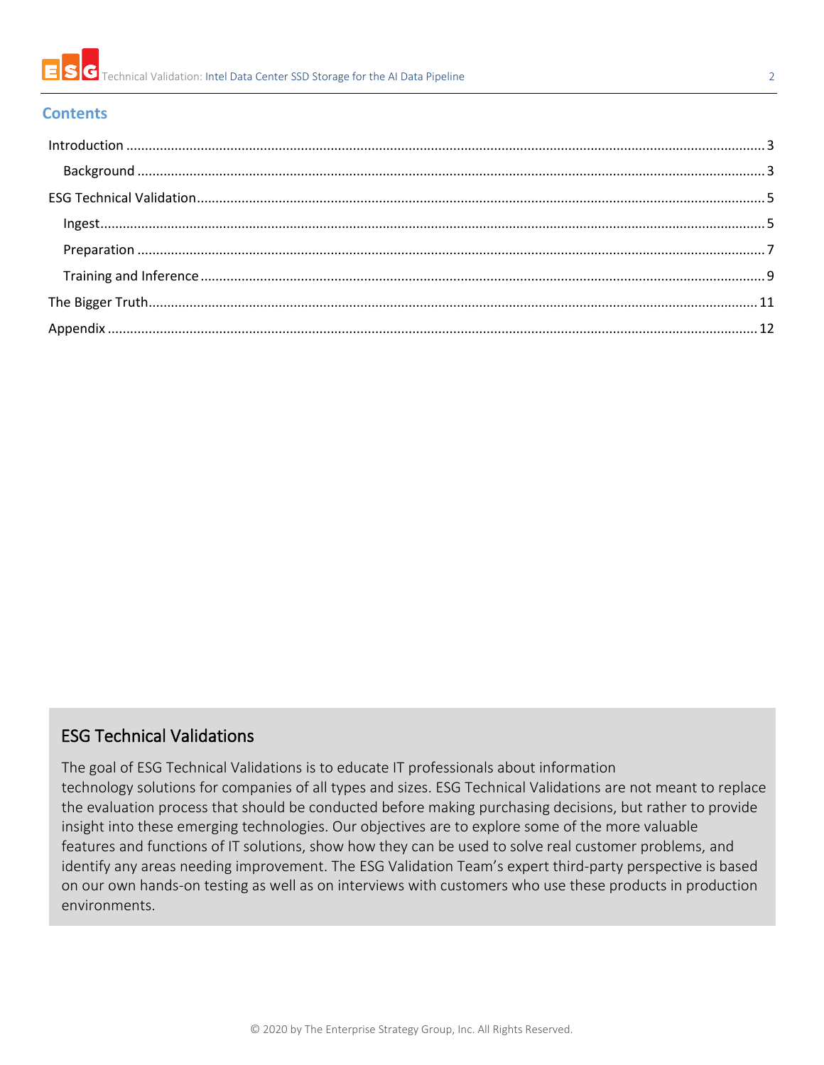## Contents

- Introduction ... 3
  - Background ... 3
- ESG Technical Validation ... 5
  - Ingest ... 5
  - Preparation ... 7
  - Training and Inference ... 9
- The Bigger Truth ... 11
- Appendix ... 12

### ESG Technical Validations

The goal of ESG Technical Validations is to educate IT professionals about information technology solutions for companies of all types and sizes. ESG Technical Validations are not meant to replace the evaluation process that should be conducted before making purchasing decisions, but rather to provide insight into these emerging technologies. Our objectives are to explore some of the more valuable features and functions of IT solutions, show how they can be used to solve real customer problems, and identify any areas needing improvement. The ESG Validation Team's expert third-party perspective is based on our own hands-on testing as well as on interviews with customers who use these products in production environments.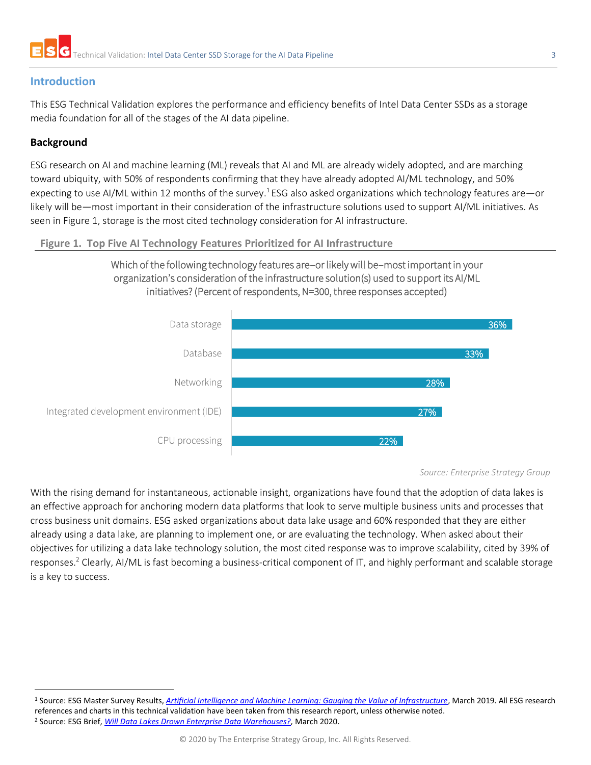## Introduction

This ESG Technical Validation explores the performance and efficiency benefits of Intel Data Center SSDs as a storage media foundation for all of the stages of the AI data pipeline.

### Background

ESG research on AI and machine learning (ML) reveals that AI and ML are already widely adopted, and are marching toward ubiquity, with 50% of respondents confirming that they have already adopted AI/ML technology, and 50% expecting to use AI/ML within 12 months of the survey.[1] ESG also asked organizations which technology features are—or likely will be—most important in their consideration of the infrastructure solutions used to support AI/ML initiatives. As seen in Figure 1, storage is the most cited technology consideration for AI infrastructure.

**Figure 1. Top Five AI Technology Features Prioritized for AI Infrastructure**

Which of the following technology features are–or likely will be–most important in your organization's consideration of the infrastructure solution(s) used to support its AI/ML initiatives? (Percent of respondents, N=300, three responses accepted)

| Feature | Percent |
| --- | --- |
| Data storage | 36% |
| Database | 33% |
| Networking | 28% |
| Integrated development environment (IDE) | 27% |
| CPU processing | 22% |

*Source: Enterprise Strategy Group*

With the rising demand for instantaneous, actionable insight, organizations have found that the adoption of data lakes is an effective approach for anchoring modern data platforms that look to serve multiple business units and processes that cross business unit domains. ESG asked organizations about data lake usage and 60% responded that they are either already using a data lake, are planning to implement one, or are evaluating the technology. When asked about their objectives for utilizing a data lake technology solution, the most cited response was to improve scalability, cited by 39% of responses.[2] Clearly, AI/ML is fast becoming a business-critical component of IT, and highly performant and scalable storage is a key to success.

---

[1] Source: ESG Master Survey Results, *Artificial Intelligence and Machine Learning: Gauging the Value of Infrastructure*, March 2019. All ESG research references and charts in this technical validation have been taken from this research report, unless otherwise noted.

[2] Source: ESG Brief, *Will Data Lakes Drown Enterprise Data Warehouses?*, March 2020.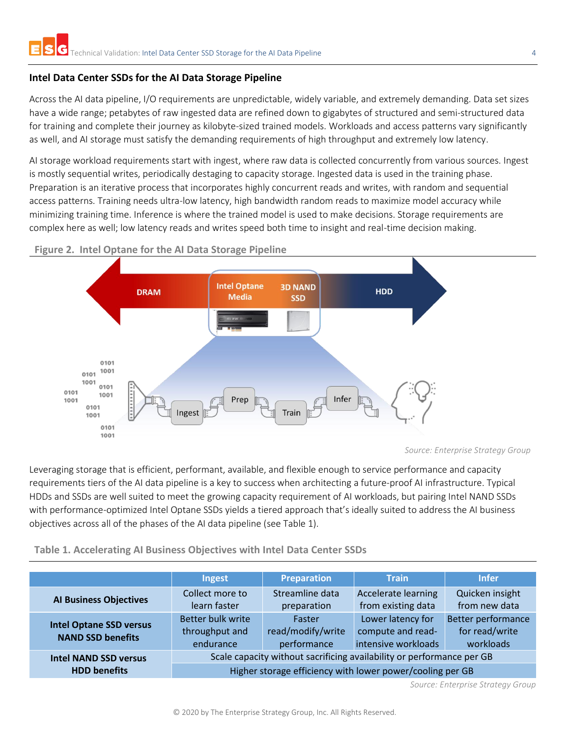## Intel Data Center SSDs for the AI Data Storage Pipeline

Across the AI data pipeline, I/O requirements are unpredictable, widely variable, and extremely demanding. Data set sizes have a wide range; petabytes of raw ingested data are refined down to gigabytes of structured and semi-structured data for training and complete their journey as kilobyte-sized trained models. Workloads and access patterns vary significantly as well, and AI storage must satisfy the demanding requirements of high throughput and extremely low latency.

AI storage workload requirements start with ingest, where raw data is collected concurrently from various sources. Ingest is mostly sequential writes, periodically destaging to capacity storage. Ingested data is used in the training phase. Preparation is an iterative process that incorporates highly concurrent reads and writes, with random and sequential access patterns. Training needs ultra-low latency, high bandwidth random reads to maximize model accuracy while minimizing training time. Inference is where the trained model is used to make decisions. Storage requirements are complex here as well; low latency reads and writes speed both time to insight and real-time decision making.

**Figure 2. Intel Optane for the AI Data Storage Pipeline**

*Source: Enterprise Strategy Group*

Leveraging storage that is efficient, performant, available, and flexible enough to service performance and capacity requirements tiers of the AI data pipeline is a key to success when architecting a future-proof AI infrastructure. Typical HDDs and SSDs are well suited to meet the growing capacity requirement of AI workloads, but pairing Intel NAND SSDs with performance-optimized Intel Optane SSDs yields a tiered approach that's ideally suited to address the AI business objectives across all of the phases of the AI data pipeline (see Table 1).

**Table 1. Accelerating AI Business Objectives with Intel Data Center SSDs**

| | Ingest | Preparation | Train | Infer |
|---|---|---|---|---|
| **AI Business Objectives** | Collect more to learn faster | Streamline data preparation | Accelerate learning from existing data | Quicken insight from new data |
| **Intel Optane SSD versus NAND SSD benefits** | Better bulk write throughput and endurance | Faster read/modify/write performance | Lower latency for compute and read-intensive workloads | Better performance for read/write workloads |
| **Intel NAND SSD versus HDD benefits** | Scale capacity without sacrificing availability or performance per GB | | | |
| | Higher storage efficiency with lower power/cooling per GB | | | |

*Source: Enterprise Strategy Group*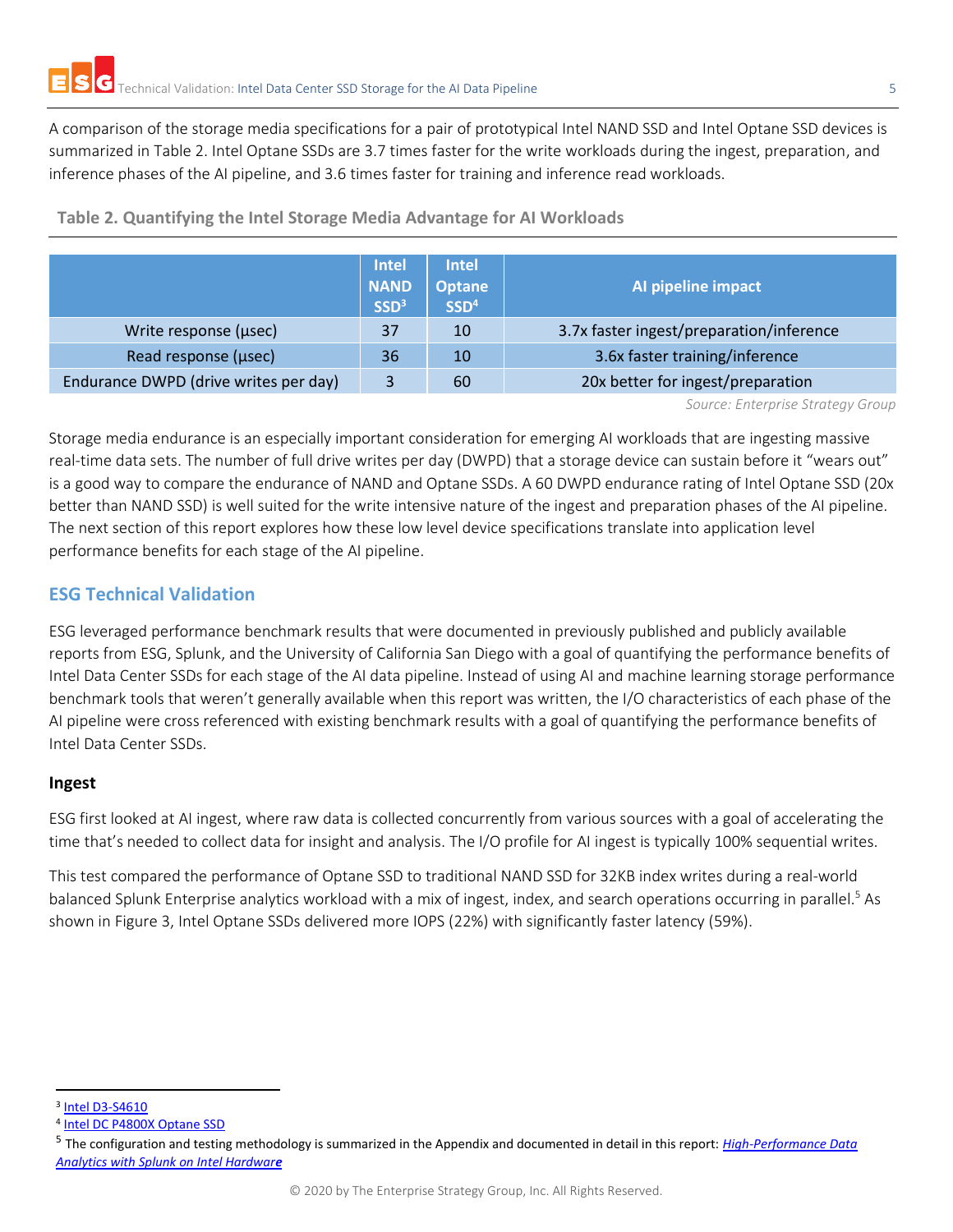A comparison of the storage media specifications for a pair of prototypical Intel NAND SSD and Intel Optane SSD devices is summarized in Table 2. Intel Optane SSDs are 3.7 times faster for the write workloads during the ingest, preparation, and inference phases of the AI pipeline, and 3.6 times faster for training and inference read workloads.

**Table 2. Quantifying the Intel Storage Media Advantage for AI Workloads**

| | Intel NAND SSD[3] | Intel Optane SSD[4] | AI pipeline impact |
|---|---|---|---|
| Write response (µsec) | 37 | 10 | 3.7x faster ingest/preparation/inference |
| Read response (µsec) | 36 | 10 | 3.6x faster training/inference |
| Endurance DWPD (drive writes per day) | 3 | 60 | 20x better for ingest/preparation |

*Source: Enterprise Strategy Group*

Storage media endurance is an especially important consideration for emerging AI workloads that are ingesting massive real-time data sets. The number of full drive writes per day (DWPD) that a storage device can sustain before it "wears out" is a good way to compare the endurance of NAND and Optane SSDs. A 60 DWPD endurance rating of Intel Optane SSD (20x better than NAND SSD) is well suited for the write intensive nature of the ingest and preparation phases of the AI pipeline. The next section of this report explores how these low level device specifications translate into application level performance benefits for each stage of the AI pipeline.

## ESG Technical Validation

ESG leveraged performance benchmark results that were documented in previously published and publicly available reports from ESG, Splunk, and the University of California San Diego with a goal of quantifying the performance benefits of Intel Data Center SSDs for each stage of the AI data pipeline. Instead of using AI and machine learning storage performance benchmark tools that weren't generally available when this report was written, the I/O characteristics of each phase of the AI pipeline were cross referenced with existing benchmark results with a goal of quantifying the performance benefits of Intel Data Center SSDs.

### Ingest

ESG first looked at AI ingest, where raw data is collected concurrently from various sources with a goal of accelerating the time that's needed to collect data for insight and analysis. The I/O profile for AI ingest is typically 100% sequential writes.

This test compared the performance of Optane SSD to traditional NAND SSD for 32KB index writes during a real-world balanced Splunk Enterprise analytics workload with a mix of ingest, index, and search operations occurring in parallel.[5] As shown in Figure 3, Intel Optane SSDs delivered more IOPS (22%) with significantly faster latency (59%).

---

[3] Intel D3-S4610

[4] Intel DC P4800X Optane SSD

[5] The configuration and testing methodology is summarized in the Appendix and documented in detail in this report: *High-Performance Data Analytics with Splunk on Intel Hardware*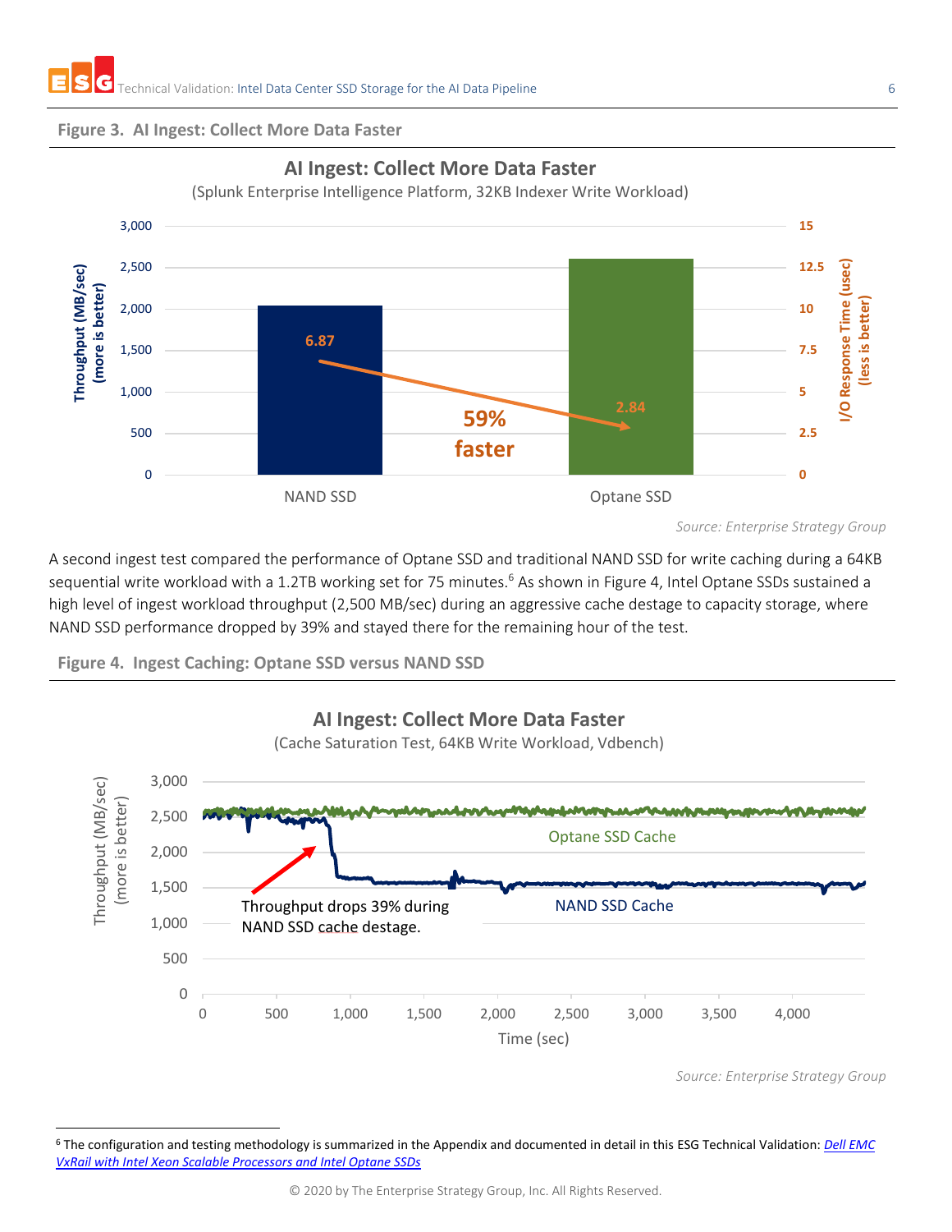**Figure 3. AI Ingest: Collect More Data Faster**

AI Ingest: Collect More Data Faster

(Splunk Enterprise Intelligence Platform, 32KB Indexer Write Workload)

| | Throughput (MB/sec) (more is better) | I/O Response Time (usec) (less is better) |
|---|---|---|
| NAND SSD | ~2,050 | 6.87 |
| Optane SSD | ~2,600 | 2.84 |

59% faster

*Source: Enterprise Strategy Group*

A second ingest test compared the performance of Optane SSD and traditional NAND SSD for write caching during a 64KB sequential write workload with a 1.2TB working set for 75 minutes.[6] As shown in Figure 4, Intel Optane SSDs sustained a high level of ingest workload throughput (2,500 MB/sec) during an aggressive cache destage to capacity storage, where NAND SSD performance dropped by 39% and stayed there for the remaining hour of the test.

**Figure 4. Ingest Caching: Optane SSD versus NAND SSD**

AI Ingest: Collect More Data Faster

(Cache Saturation Test, 64KB Write Workload, Vdbench)

Throughput (MB/sec) (more is better) vs. Time (sec)

- Optane SSD Cache
- NAND SSD Cache

Throughput drops 39% during NAND SSD cache destage.

*Source: Enterprise Strategy Group*

---

[6] The configuration and testing methodology is summarized in the Appendix and documented in detail in this ESG Technical Validation: *Dell EMC VxRail with Intel Xeon Scalable Processors and Intel Optane SSDs*

© 2020 by The Enterprise Strategy Group, Inc. All Rights Reserved.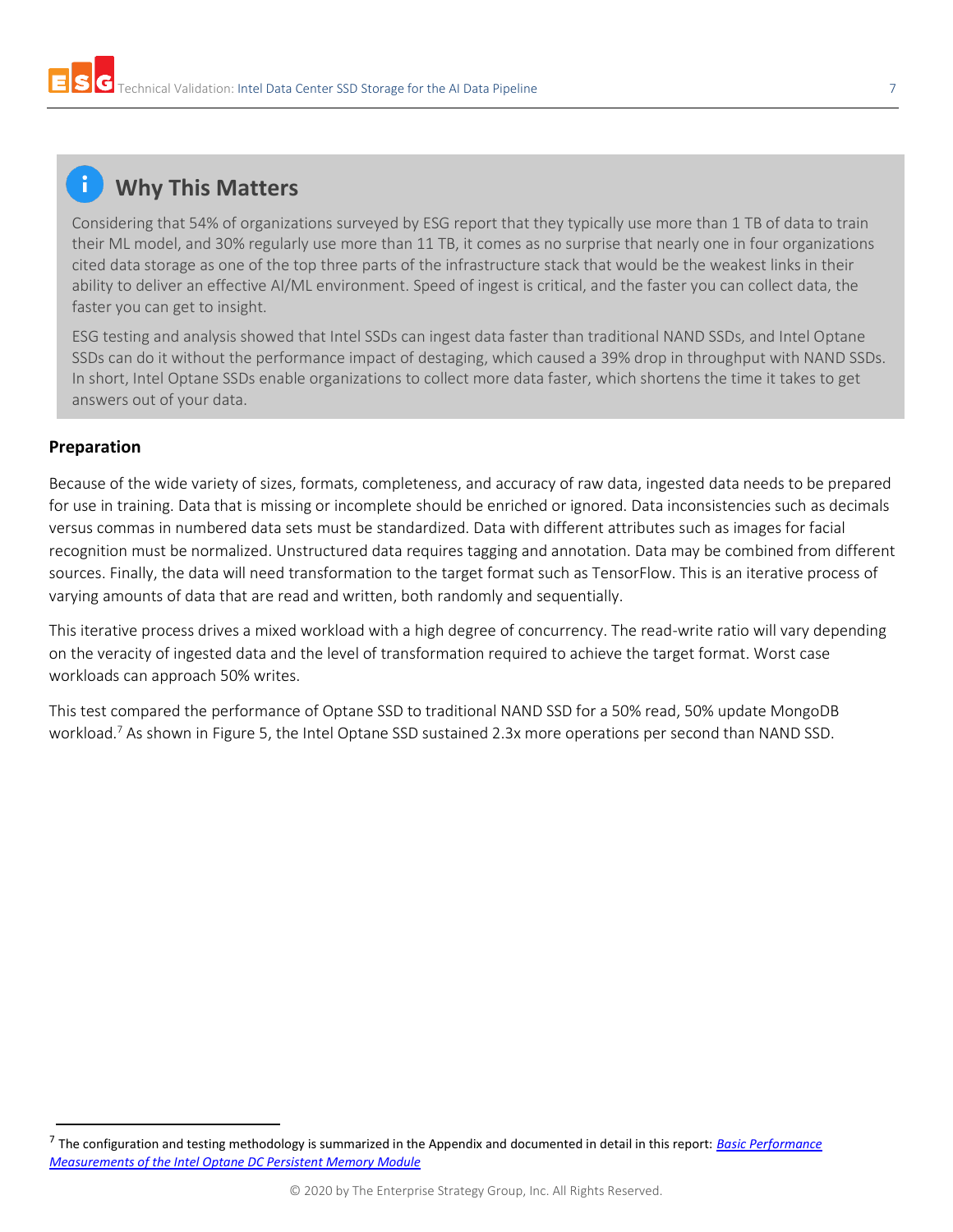## Why This Matters

Considering that 54% of organizations surveyed by ESG report that they typically use more than 1 TB of data to train their ML model, and 30% regularly use more than 11 TB, it comes as no surprise that nearly one in four organizations cited data storage as one of the top three parts of the infrastructure stack that would be the weakest links in their ability to deliver an effective AI/ML environment. Speed of ingest is critical, and the faster you can collect data, the faster you can get to insight.

ESG testing and analysis showed that Intel SSDs can ingest data faster than traditional NAND SSDs, and Intel Optane SSDs can do it without the performance impact of destaging, which caused a 39% drop in throughput with NAND SSDs. In short, Intel Optane SSDs enable organizations to collect more data faster, which shortens the time it takes to get answers out of your data.

### Preparation

Because of the wide variety of sizes, formats, completeness, and accuracy of raw data, ingested data needs to be prepared for use in training. Data that is missing or incomplete should be enriched or ignored. Data inconsistencies such as decimals versus commas in numbered data sets must be standardized. Data with different attributes such as images for facial recognition must be normalized. Unstructured data requires tagging and annotation. Data may be combined from different sources. Finally, the data will need transformation to the target format such as TensorFlow. This is an iterative process of varying amounts of data that are read and written, both randomly and sequentially.

This iterative process drives a mixed workload with a high degree of concurrency. The read-write ratio will vary depending on the veracity of ingested data and the level of transformation required to achieve the target format. Worst case workloads can approach 50% writes.

This test compared the performance of Optane SSD to traditional NAND SSD for a 50% read, 50% update MongoDB workload.[7] As shown in Figure 5, the Intel Optane SSD sustained 2.3x more operations per second than NAND SSD.

[7] The configuration and testing methodology is summarized in the Appendix and documented in detail in this report: *Basic Performance Measurements of the Intel Optane DC Persistent Memory Module*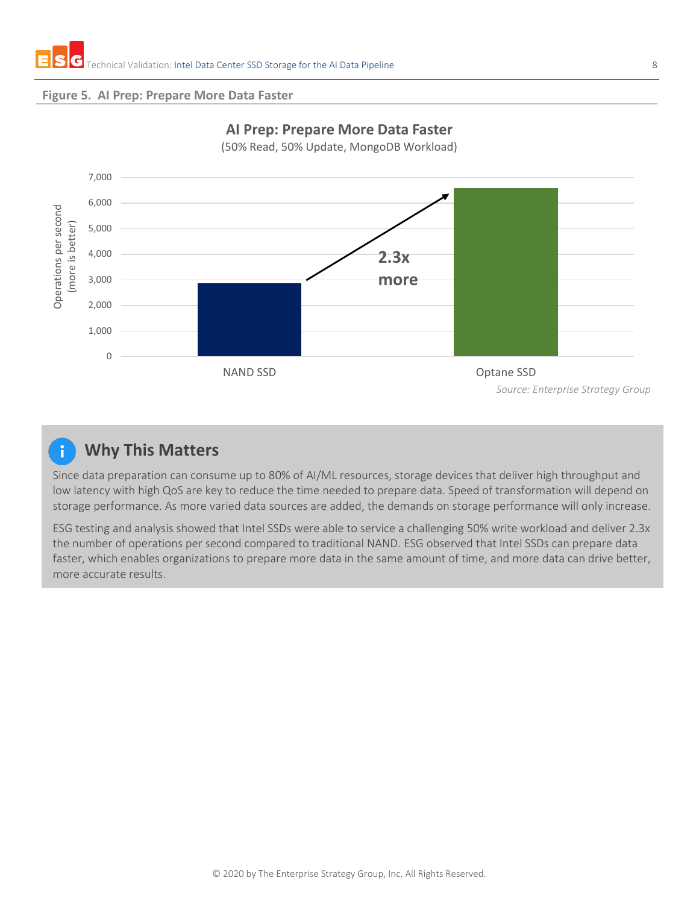**Figure 5. AI Prep: Prepare More Data Faster**

**AI Prep: Prepare More Data Faster**
(50% Read, 50% Update, MongoDB Workload)

Operations per second (more is better)

| | Operations per second |
|---|---|
| NAND SSD | ~2,850 |
| Optane SSD | ~6,550 |

2.3x more

*Source: Enterprise Strategy Group*

## Why This Matters

Since data preparation can consume up to 80% of AI/ML resources, storage devices that deliver high throughput and low latency with high QoS are key to reduce the time needed to prepare data. Speed of transformation will depend on storage performance. As more varied data sources are added, the demands on storage performance will only increase.

ESG testing and analysis showed that Intel SSDs were able to service a challenging 50% write workload and deliver 2.3x the number of operations per second compared to traditional NAND. ESG observed that Intel SSDs can prepare data faster, which enables organizations to prepare more data in the same amount of time, and more data can drive better, more accurate results.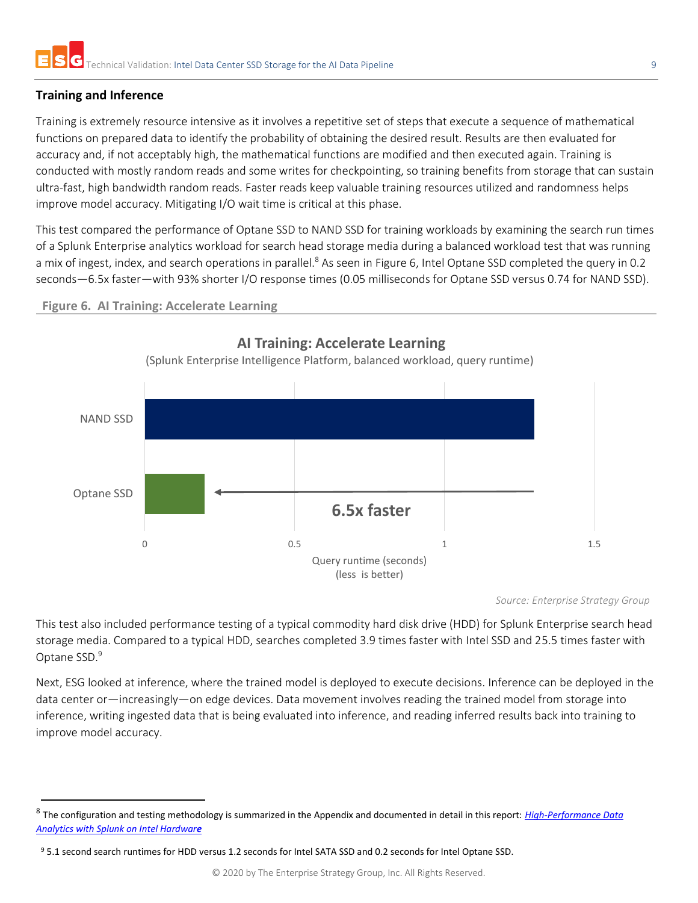## Training and Inference

Training is extremely resource intensive as it involves a repetitive set of steps that execute a sequence of mathematical functions on prepared data to identify the probability of obtaining the desired result. Results are then evaluated for accuracy and, if not acceptably high, the mathematical functions are modified and then executed again. Training is conducted with mostly random reads and some writes for checkpointing, so training benefits from storage that can sustain ultra-fast, high bandwidth random reads. Faster reads keep valuable training resources utilized and randomness helps improve model accuracy. Mitigating I/O wait time is critical at this phase.

This test compared the performance of Optane SSD to NAND SSD for training workloads by examining the search run times of a Splunk Enterprise analytics workload for search head storage media during a balanced workload test that was running a mix of ingest, index, and search operations in parallel.[8] As seen in Figure 6, Intel Optane SSD completed the query in 0.2 seconds—6.5x faster—with 93% shorter I/O response times (0.05 milliseconds for Optane SSD versus 0.74 for NAND SSD).

**Figure 6. AI Training: Accelerate Learning**

**AI Training: Accelerate Learning**

(Splunk Enterprise Intelligence Platform, balanced workload, query runtime)

NAND SSD

Optane SSD

6.5x faster

0 0.5 1 1.5

Query runtime (seconds)
(less is better)

*Source: Enterprise Strategy Group*

This test also included performance testing of a typical commodity hard disk drive (HDD) for Splunk Enterprise search head storage media. Compared to a typical HDD, searches completed 3.9 times faster with Intel SSD and 25.5 times faster with Optane SSD.[9]

Next, ESG looked at inference, where the trained model is deployed to execute decisions. Inference can be deployed in the data center or—increasingly—on edge devices. Data movement involves reading the trained model from storage into inference, writing ingested data that is being evaluated into inference, and reading inferred results back into training to improve model accuracy.

---

[8] The configuration and testing methodology is summarized in the Appendix and documented in detail in this report: *[High-Performance Data Analytics with Splunk on Intel Hardware]()*

[9] 5.1 second search runtimes for HDD versus 1.2 seconds for Intel SATA SSD and 0.2 seconds for Intel Optane SSD.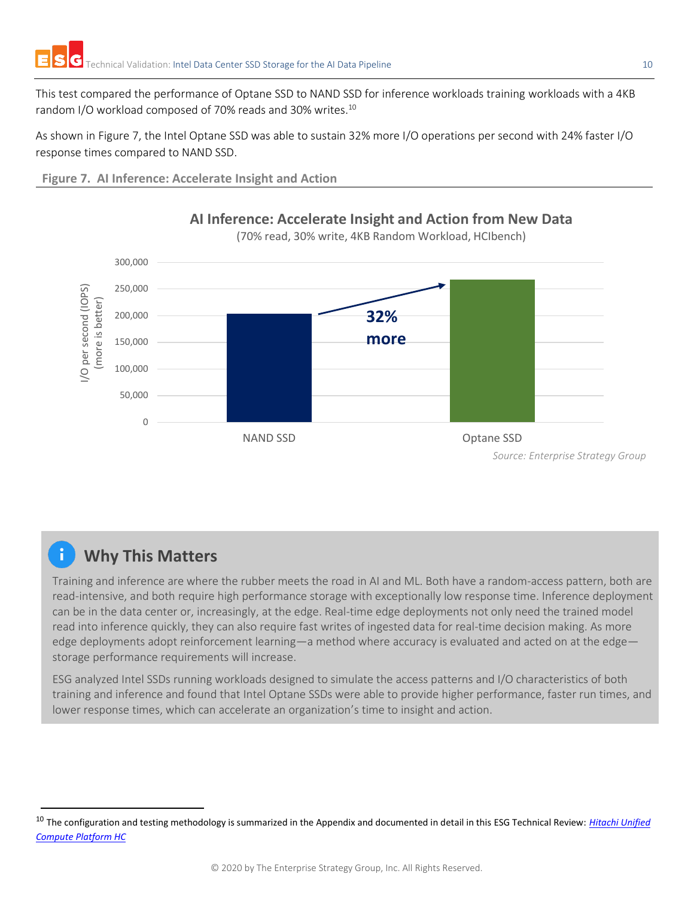This test compared the performance of Optane SSD to NAND SSD for inference workloads training workloads with a 4KB random I/O workload composed of 70% reads and 30% writes.[10]

As shown in Figure 7, the Intel Optane SSD was able to sustain 32% more I/O operations per second with 24% faster I/O response times compared to NAND SSD.

**Figure 7. AI Inference: Accelerate Insight and Action**

**AI Inference: Accelerate Insight and Action from New Data**
(70% read, 30% write, 4KB Random Workload, HCIbench)

*Source: Enterprise Strategy Group*

## Why This Matters

Training and inference are where the rubber meets the road in AI and ML. Both have a random-access pattern, both are read-intensive, and both require high performance storage with exceptionally low response time. Inference deployment can be in the data center or, increasingly, at the edge. Real-time edge deployments not only need the trained model read into inference quickly, they can also require fast writes of ingested data for real-time decision making. As more edge deployments adopt reinforcement learning—a method where accuracy is evaluated and acted on at the edge—storage performance requirements will increase.

ESG analyzed Intel SSDs running workloads designed to simulate the access patterns and I/O characteristics of both training and inference and found that Intel Optane SSDs were able to provide higher performance, faster run times, and lower response times, which can accelerate an organization's time to insight and action.

---

[10] The configuration and testing methodology is summarized in the Appendix and documented in detail in this ESG Technical Review: *Hitachi Unified Compute Platform HC*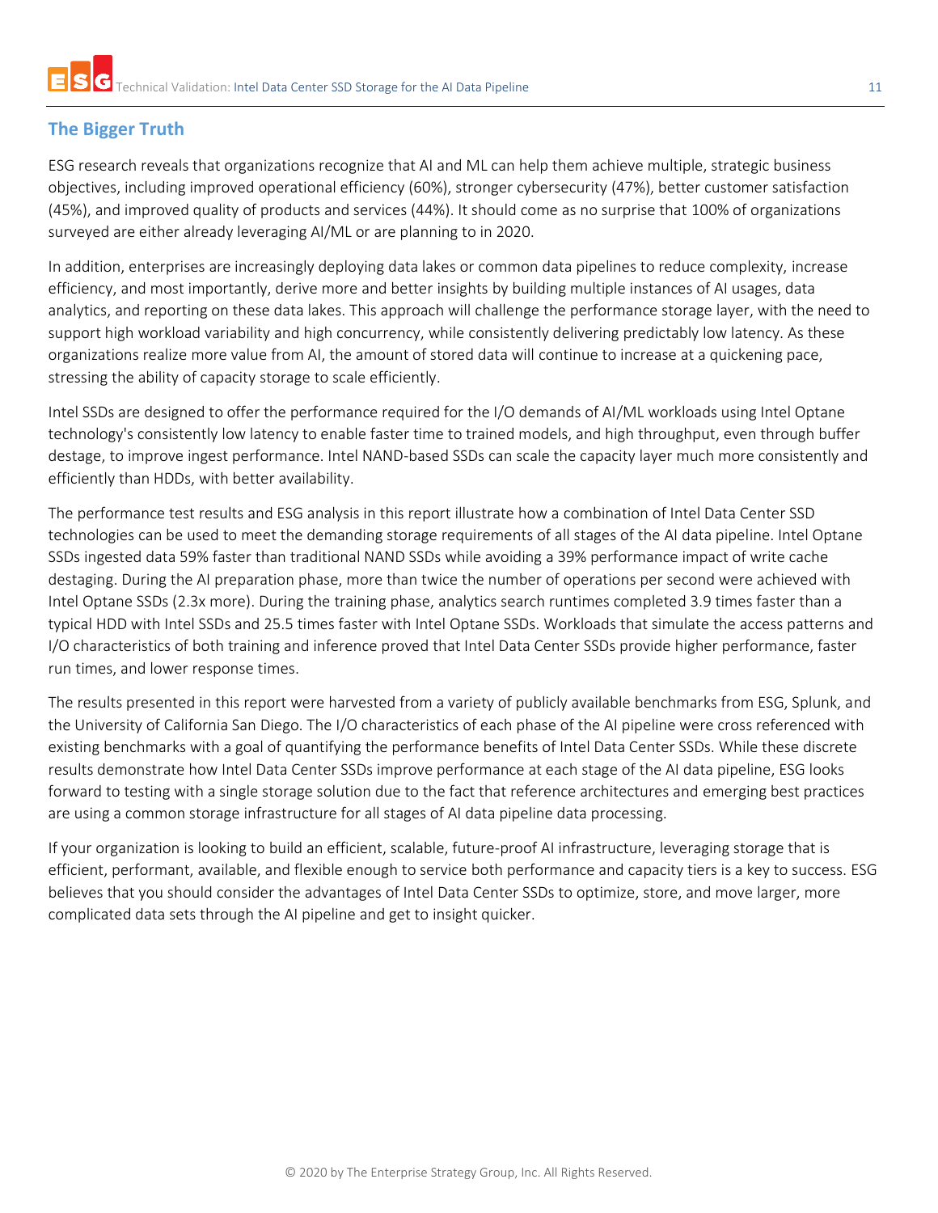## The Bigger Truth

ESG research reveals that organizations recognize that AI and ML can help them achieve multiple, strategic business objectives, including improved operational efficiency (60%), stronger cybersecurity (47%), better customer satisfaction (45%), and improved quality of products and services (44%). It should come as no surprise that 100% of organizations surveyed are either already leveraging AI/ML or are planning to in 2020.

In addition, enterprises are increasingly deploying data lakes or common data pipelines to reduce complexity, increase efficiency, and most importantly, derive more and better insights by building multiple instances of AI usages, data analytics, and reporting on these data lakes. This approach will challenge the performance storage layer, with the need to support high workload variability and high concurrency, while consistently delivering predictably low latency. As these organizations realize more value from AI, the amount of stored data will continue to increase at a quickening pace, stressing the ability of capacity storage to scale efficiently.

Intel SSDs are designed to offer the performance required for the I/O demands of AI/ML workloads using Intel Optane technology's consistently low latency to enable faster time to trained models, and high throughput, even through buffer destage, to improve ingest performance. Intel NAND-based SSDs can scale the capacity layer much more consistently and efficiently than HDDs, with better availability.

The performance test results and ESG analysis in this report illustrate how a combination of Intel Data Center SSD technologies can be used to meet the demanding storage requirements of all stages of the AI data pipeline. Intel Optane SSDs ingested data 59% faster than traditional NAND SSDs while avoiding a 39% performance impact of write cache destaging. During the AI preparation phase, more than twice the number of operations per second were achieved with Intel Optane SSDs (2.3x more). During the training phase, analytics search runtimes completed 3.9 times faster than a typical HDD with Intel SSDs and 25.5 times faster with Intel Optane SSDs. Workloads that simulate the access patterns and I/O characteristics of both training and inference proved that Intel Data Center SSDs provide higher performance, faster run times, and lower response times.

The results presented in this report were harvested from a variety of publicly available benchmarks from ESG, Splunk, and the University of California San Diego. The I/O characteristics of each phase of the AI pipeline were cross referenced with existing benchmarks with a goal of quantifying the performance benefits of Intel Data Center SSDs. While these discrete results demonstrate how Intel Data Center SSDs improve performance at each stage of the AI data pipeline, ESG looks forward to testing with a single storage solution due to the fact that reference architectures and emerging best practices are using a common storage infrastructure for all stages of AI data pipeline data processing.

If your organization is looking to build an efficient, scalable, future-proof AI infrastructure, leveraging storage that is efficient, performant, available, and flexible enough to service both performance and capacity tiers is a key to success. ESG believes that you should consider the advantages of Intel Data Center SSDs to optimize, store, and move larger, more complicated data sets through the AI pipeline and get to insight quicker.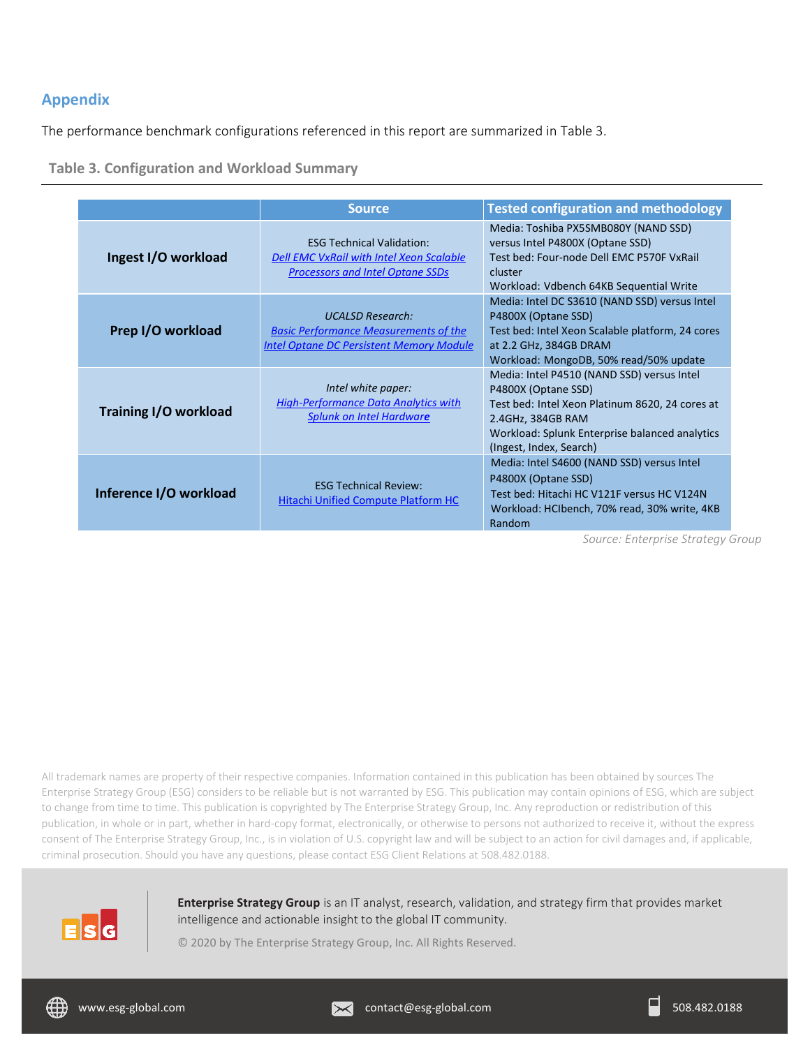## Appendix

The performance benchmark configurations referenced in this report are summarized in Table 3.

**Table 3. Configuration and Workload Summary**

| | Source | Tested configuration and methodology |
|---|---|---|
| **Ingest I/O workload** | ESG Technical Validation: [Dell EMC VxRail with Intel Xeon Scalable Processors and Intel Optane SSDs]() | Media: Toshiba PX5SMB080Y (NAND SSD) versus Intel P4800X (Optane SSD)<br>Test bed: Four-node Dell EMC P570F VxRail cluster<br>Workload: Vdbench 64KB Sequential Write |
| **Prep I/O workload** | *UCALSD Research:* [*Basic Performance Measurements of the Intel Optane DC Persistent Memory Module*]() | Media: Intel DC S3610 (NAND SSD) versus Intel P4800X (Optane SSD)<br>Test bed: Intel Xeon Scalable platform, 24 cores at 2.2 GHz, 384GB DRAM<br>Workload: MongoDB, 50% read/50% update |
| **Training I/O workload** | *Intel white paper:* [*High-Performance Data Analytics with Splunk on Intel Hardware*]() | Media: Intel P4510 (NAND SSD) versus Intel P4800X (Optane SSD)<br>Test bed: Intel Xeon Platinum 8620, 24 cores at 2.4GHz, 384GB RAM<br>Workload: Splunk Enterprise balanced analytics (Ingest, Index, Search) |
| **Inference I/O workload** | ESG Technical Review: [Hitachi Unified Compute Platform HC]() | Media: Intel S4600 (NAND SSD) versus Intel P4800X (Optane SSD)<br>Test bed: Hitachi HC V121F versus HC V124N<br>Workload: HCIbench, 70% read, 30% write, 4KB Random |

*Source: Enterprise Strategy Group*

All trademark names are property of their respective companies. Information contained in this publication has been obtained by sources The Enterprise Strategy Group (ESG) considers to be reliable but is not warranted by ESG. This publication may contain opinions of ESG, which are subject to change from time to time. This publication is copyrighted by The Enterprise Strategy Group, Inc. Any reproduction or redistribution of this publication, in whole or in part, whether in hard-copy format, electronically, or otherwise to persons not authorized to receive it, without the express consent of The Enterprise Strategy Group, Inc., is in violation of U.S. copyright law and will be subject to an action for civil damages and, if applicable, criminal prosecution. Should you have any questions, please contact ESG Client Relations at 508.482.0188.

**Enterprise Strategy Group** is an IT analyst, research, validation, and strategy firm that provides market intelligence and actionable insight to the global IT community.

© 2020 by The Enterprise Strategy Group, Inc. All Rights Reserved.

www.esg-global.com contact@esg-global.com 508.482.0188